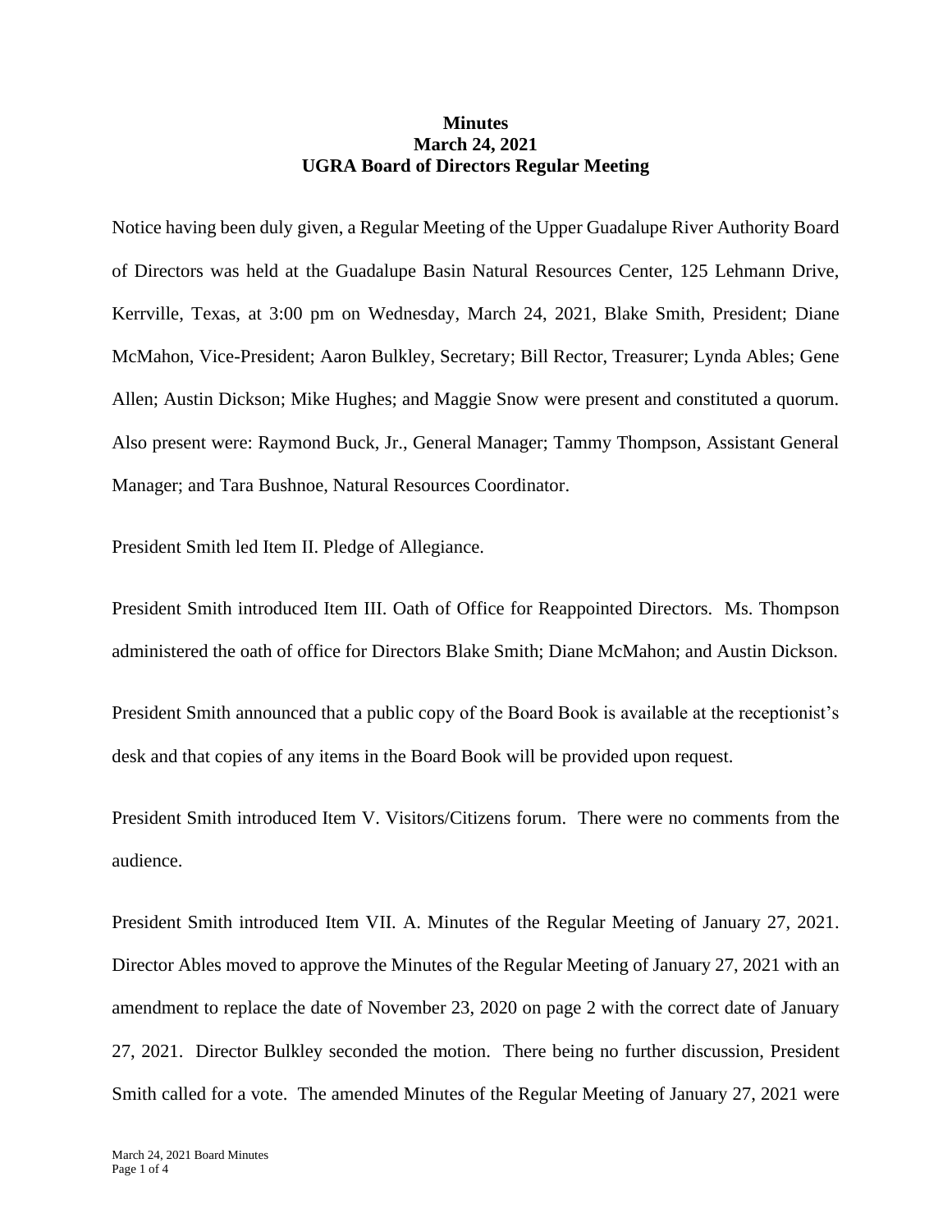**Minutes**
**March 24, 2021**
**UGRA Board of Directors Regular Meeting**

Notice having been duly given, a Regular Meeting of the Upper Guadalupe River Authority Board of Directors was held at the Guadalupe Basin Natural Resources Center, 125 Lehmann Drive, Kerrville, Texas, at 3:00 pm on Wednesday, March 24, 2021, Blake Smith, President; Diane McMahon, Vice-President; Aaron Bulkley, Secretary; Bill Rector, Treasurer; Lynda Ables; Gene Allen; Austin Dickson; Mike Hughes; and Maggie Snow were present and constituted a quorum. Also present were: Raymond Buck, Jr., General Manager; Tammy Thompson, Assistant General Manager; and Tara Bushnoe, Natural Resources Coordinator.

President Smith led Item II. Pledge of Allegiance.

President Smith introduced Item III. Oath of Office for Reappointed Directors. Ms. Thompson administered the oath of office for Directors Blake Smith; Diane McMahon; and Austin Dickson.

President Smith announced that a public copy of the Board Book is available at the receptionist's desk and that copies of any items in the Board Book will be provided upon request.

President Smith introduced Item V. Visitors/Citizens forum. There were no comments from the audience.

President Smith introduced Item VII. A. Minutes of the Regular Meeting of January 27, 2021. Director Ables moved to approve the Minutes of the Regular Meeting of January 27, 2021 with an amendment to replace the date of November 23, 2020 on page 2 with the correct date of January 27, 2021. Director Bulkley seconded the motion. There being no further discussion, President Smith called for a vote. The amended Minutes of the Regular Meeting of January 27, 2021 were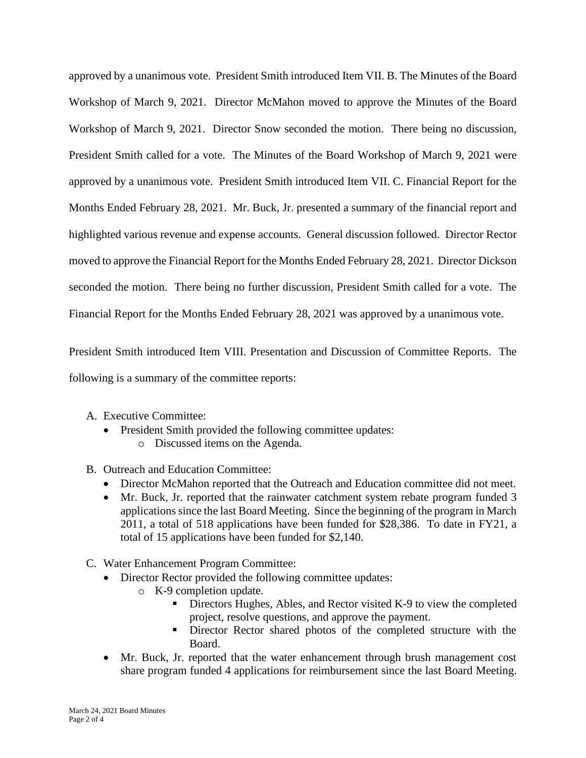approved by a unanimous vote. President Smith introduced Item VII. B. The Minutes of the Board Workshop of March 9, 2021. Director McMahon moved to approve the Minutes of the Board Workshop of March 9, 2021. Director Snow seconded the motion. There being no discussion, President Smith called for a vote. The Minutes of the Board Workshop of March 9, 2021 were approved by a unanimous vote. President Smith introduced Item VII. C. Financial Report for the Months Ended February 28, 2021. Mr. Buck, Jr. presented a summary of the financial report and highlighted various revenue and expense accounts. General discussion followed. Director Rector moved to approve the Financial Report for the Months Ended February 28, 2021. Director Dickson seconded the motion. There being no further discussion, President Smith called for a vote. The Financial Report for the Months Ended February 28, 2021 was approved by a unanimous vote.

President Smith introduced Item VIII. Presentation and Discussion of Committee Reports. The following is a summary of the committee reports:

A. Executive Committee:
   - President Smith provided the following committee updates:
     - Discussed items on the Agenda.

B. Outreach and Education Committee:
   - Director McMahon reported that the Outreach and Education committee did not meet.
   - Mr. Buck, Jr. reported that the rainwater catchment system rebate program funded 3 applications since the last Board Meeting. Since the beginning of the program in March 2011, a total of 518 applications have been funded for $28,386. To date in FY21, a total of 15 applications have been funded for $2,140.

C. Water Enhancement Program Committee:
   - Director Rector provided the following committee updates:
     - K-9 completion update.
       - Directors Hughes, Ables, and Rector visited K-9 to view the completed project, resolve questions, and approve the payment.
       - Director Rector shared photos of the completed structure with the Board.
   - Mr. Buck, Jr. reported that the water enhancement through brush management cost share program funded 4 applications for reimbursement since the last Board Meeting.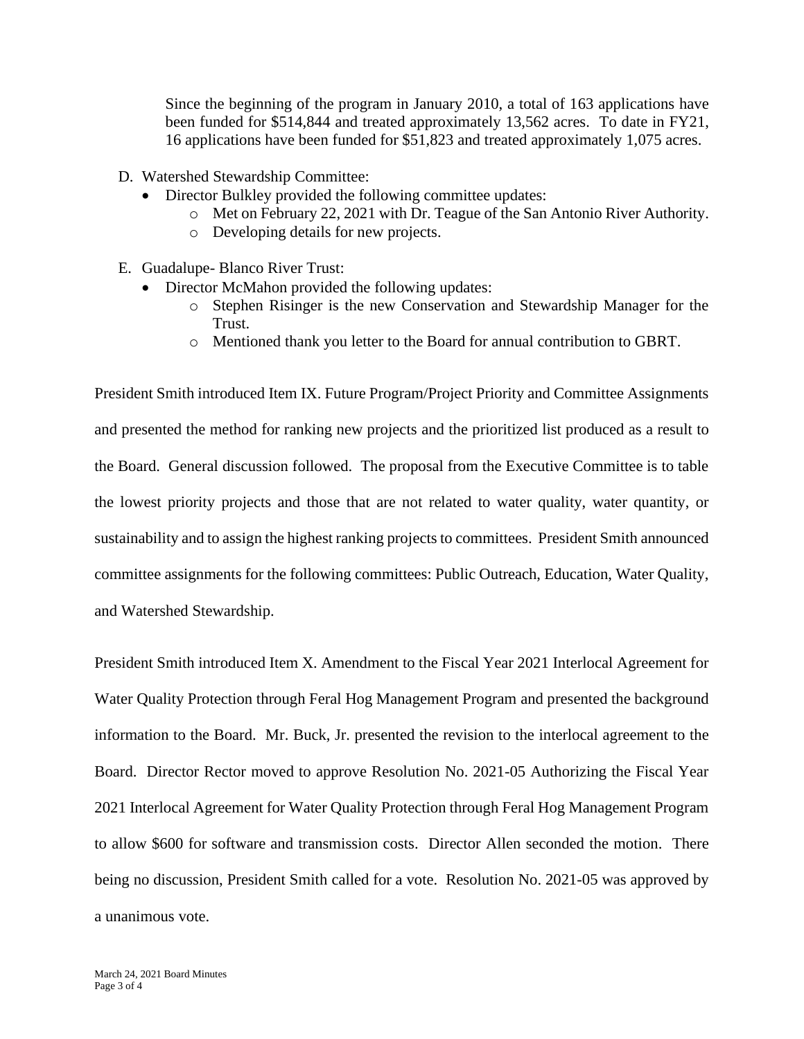Since the beginning of the program in January 2010, a total of 163 applications have been funded for $514,844 and treated approximately 13,562 acres. To date in FY21, 16 applications have been funded for $51,823 and treated approximately 1,075 acres.

D. Watershed Stewardship Committee:
   - Director Bulkley provided the following committee updates:
     - Met on February 22, 2021 with Dr. Teague of the San Antonio River Authority.
     - Developing details for new projects.

E. Guadalupe- Blanco River Trust:
   - Director McMahon provided the following updates:
     - Stephen Risinger is the new Conservation and Stewardship Manager for the Trust.
     - Mentioned thank you letter to the Board for annual contribution to GBRT.

President Smith introduced Item IX. Future Program/Project Priority and Committee Assignments and presented the method for ranking new projects and the prioritized list produced as a result to the Board. General discussion followed. The proposal from the Executive Committee is to table the lowest priority projects and those that are not related to water quality, water quantity, or sustainability and to assign the highest ranking projects to committees. President Smith announced committee assignments for the following committees: Public Outreach, Education, Water Quality, and Watershed Stewardship.

President Smith introduced Item X. Amendment to the Fiscal Year 2021 Interlocal Agreement for Water Quality Protection through Feral Hog Management Program and presented the background information to the Board. Mr. Buck, Jr. presented the revision to the interlocal agreement to the Board. Director Rector moved to approve Resolution No. 2021-05 Authorizing the Fiscal Year 2021 Interlocal Agreement for Water Quality Protection through Feral Hog Management Program to allow $600 for software and transmission costs. Director Allen seconded the motion. There being no discussion, President Smith called for a vote. Resolution No. 2021-05 was approved by a unanimous vote.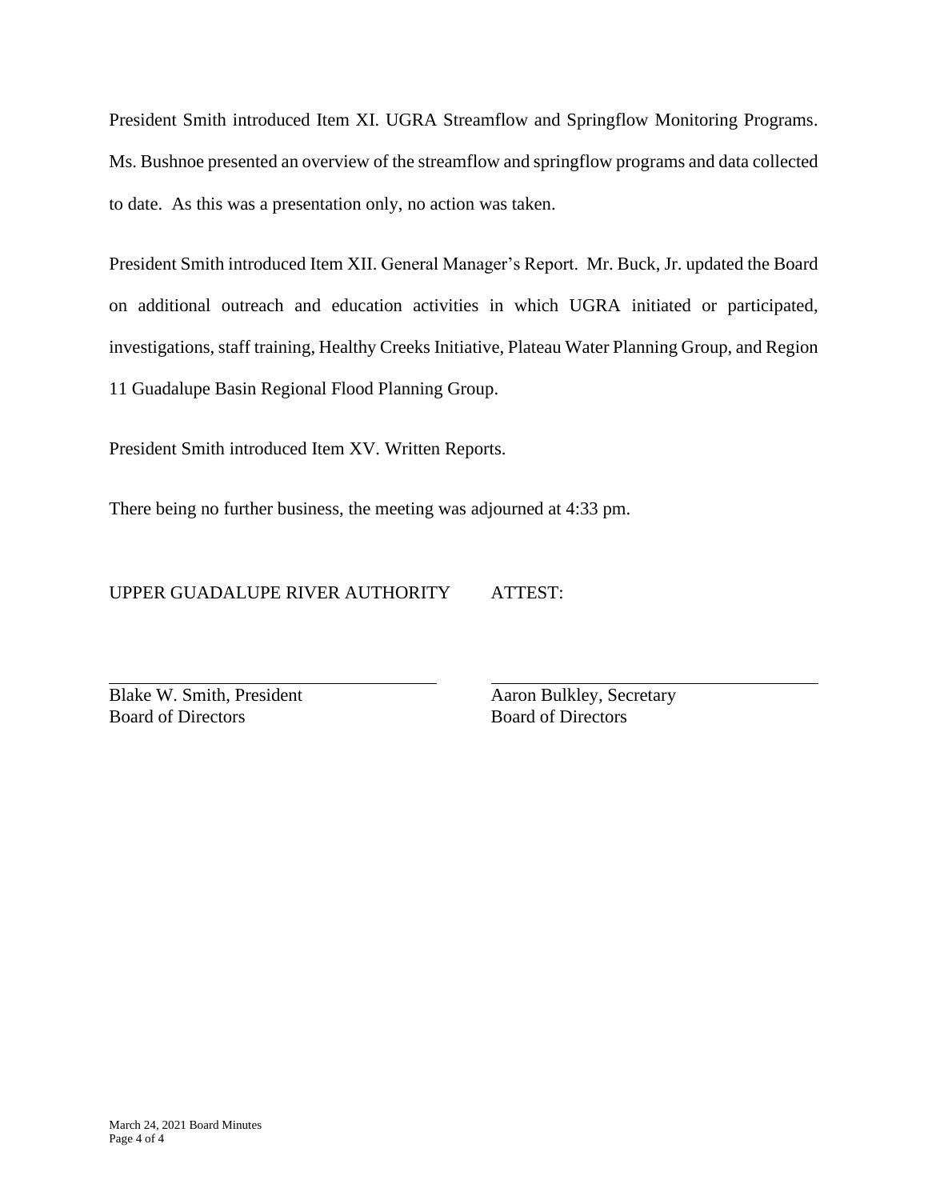President Smith introduced Item XI. UGRA Streamflow and Springflow Monitoring Programs. Ms. Bushnoe presented an overview of the streamflow and springflow programs and data collected to date. As this was a presentation only, no action was taken.

President Smith introduced Item XII. General Manager's Report. Mr. Buck, Jr. updated the Board on additional outreach and education activities in which UGRA initiated or participated, investigations, staff training, Healthy Creeks Initiative, Plateau Water Planning Group, and Region 11 Guadalupe Basin Regional Flood Planning Group.

President Smith introduced Item XV. Written Reports.

There being no further business, the meeting was adjourned at 4:33 pm.

UPPER GUADALUPE RIVER AUTHORITY

ATTEST:

Blake W. Smith, President
Board of Directors

Aaron Bulkley, Secretary
Board of Directors